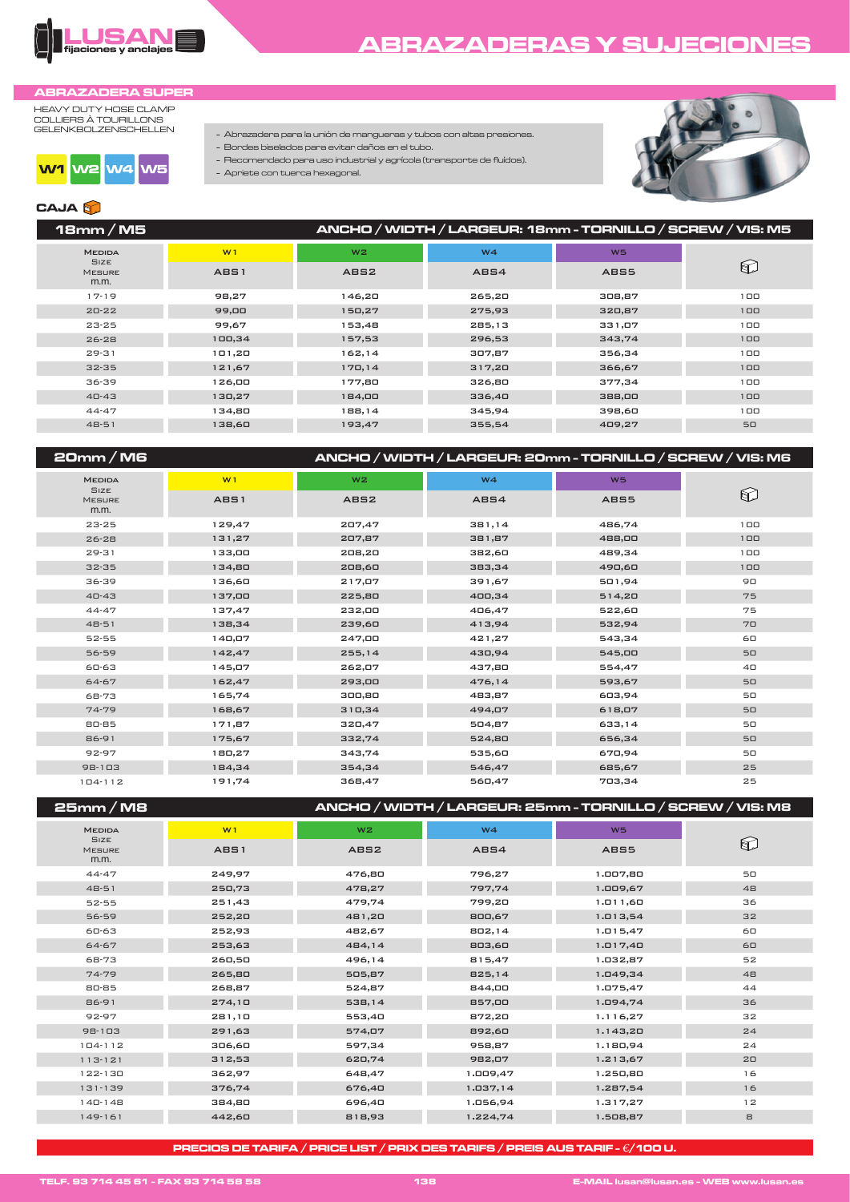# ABRAZADERAS Y SUJECIONES

## ABRAZADERA SUPER

HEAVY DUTY HOSE CLAMP
COLLIERS À TOURILLONS
GELENKBOLZENSCHELLEN

W1 W2 W4 W5

- Abrazadera para la unión de mangueras y tubos con altas presiones.
- Bordes biselados para evitar daños en el tubo.
- Recomendado para uso industrial y agrícola (transporte de fluidos).
- Apriete con tuerca hexagonal.

**CAJA**

### 18mm / M5 — ANCHO / WIDTH / LARGEUR: 18mm - TORNILLO / SCREW / VIS: M5

| Medida / Size / Mesure m.m. | W1 ABS1 | W2 ABS2 | W4 ABS4 | W5 ABS5 | Caja |
|---|---|---|---|---|---|
| 17-19 | 98,27 | 146,20 | 265,20 | 308,87 | 100 |
| 20-22 | 99,00 | 150,27 | 275,93 | 320,87 | 100 |
| 23-25 | 99,67 | 153,48 | 285,13 | 331,07 | 100 |
| 26-28 | 100,34 | 157,53 | 296,53 | 343,74 | 100 |
| 29-31 | 101,20 | 162,14 | 307,87 | 356,34 | 100 |
| 32-35 | 121,67 | 170,14 | 317,20 | 366,67 | 100 |
| 36-39 | 126,00 | 177,80 | 326,80 | 377,34 | 100 |
| 40-43 | 130,27 | 184,00 | 336,40 | 388,00 | 100 |
| 44-47 | 134,80 | 188,14 | 345,94 | 398,60 | 100 |
| 48-51 | 138,60 | 193,47 | 355,54 | 409,27 | 50 |

### 20mm / M6 — ANCHO / WIDTH / LARGEUR: 20mm - TORNILLO / SCREW / VIS: M6

| Medida / Size / Mesure m.m. | W1 ABS1 | W2 ABS2 | W4 ABS4 | W5 ABS5 | Caja |
|---|---|---|---|---|---|
| 23-25 | 129,47 | 207,47 | 381,14 | 486,74 | 100 |
| 26-28 | 131,27 | 207,87 | 381,87 | 488,00 | 100 |
| 29-31 | 133,00 | 208,20 | 382,60 | 489,34 | 100 |
| 32-35 | 134,80 | 208,60 | 383,34 | 490,60 | 100 |
| 36-39 | 136,60 | 217,07 | 391,67 | 501,94 | 90 |
| 40-43 | 137,00 | 225,80 | 400,34 | 514,20 | 75 |
| 44-47 | 137,47 | 232,00 | 406,47 | 522,60 | 75 |
| 48-51 | 138,34 | 239,60 | 413,94 | 532,94 | 70 |
| 52-55 | 140,07 | 247,00 | 421,27 | 543,34 | 60 |
| 56-59 | 142,47 | 255,14 | 430,94 | 545,00 | 50 |
| 60-63 | 145,07 | 262,07 | 437,80 | 554,47 | 40 |
| 64-67 | 162,47 | 293,00 | 476,14 | 593,67 | 50 |
| 68-73 | 165,74 | 300,80 | 483,87 | 603,94 | 50 |
| 74-79 | 168,67 | 310,34 | 494,07 | 618,07 | 50 |
| 80-85 | 171,87 | 320,47 | 504,87 | 633,14 | 50 |
| 86-91 | 175,67 | 332,74 | 524,80 | 656,34 | 50 |
| 92-97 | 180,27 | 343,74 | 535,60 | 670,94 | 50 |
| 98-103 | 184,34 | 354,34 | 546,47 | 685,67 | 25 |
| 104-112 | 191,74 | 368,47 | 560,47 | 703,34 | 25 |

### 25mm / M8 — ANCHO / WIDTH / LARGEUR: 25mm - TORNILLO / SCREW / VIS: M8

| Medida / Size / Mesure m.m. | W1 ABS1 | W2 ABS2 | W4 ABS4 | W5 ABS5 | Caja |
|---|---|---|---|---|---|
| 44-47 | 249,97 | 476,80 | 796,27 | 1.007,80 | 50 |
| 48-51 | 250,73 | 478,27 | 797,74 | 1.009,67 | 48 |
| 52-55 | 251,43 | 479,74 | 799,20 | 1.011,60 | 36 |
| 56-59 | 252,20 | 481,20 | 800,67 | 1.013,54 | 32 |
| 60-63 | 252,93 | 482,67 | 802,14 | 1.015,47 | 60 |
| 64-67 | 253,63 | 484,14 | 803,60 | 1.017,40 | 60 |
| 68-73 | 260,50 | 496,14 | 815,47 | 1.032,87 | 52 |
| 74-79 | 265,80 | 505,87 | 825,14 | 1.049,34 | 48 |
| 80-85 | 268,87 | 524,87 | 844,00 | 1.075,47 | 44 |
| 86-91 | 274,10 | 538,14 | 857,00 | 1.094,74 | 36 |
| 92-97 | 281,10 | 553,40 | 872,20 | 1.116,27 | 32 |
| 98-103 | 291,63 | 574,07 | 892,60 | 1.143,20 | 24 |
| 104-112 | 306,60 | 597,34 | 958,87 | 1.180,94 | 24 |
| 113-121 | 312,53 | 620,74 | 982,07 | 1.213,67 | 20 |
| 122-130 | 362,97 | 648,47 | 1.009,47 | 1.250,80 | 16 |
| 131-139 | 376,74 | 676,40 | 1.037,14 | 1.287,54 | 16 |
| 140-148 | 384,80 | 696,40 | 1.056,94 | 1.317,27 | 12 |
| 149-161 | 442,60 | 818,93 | 1.224,74 | 1.508,87 | 8 |

**PRECIOS DE TARIFA / PRICE LIST / PRIX DES TARIFS / PREIS AUS TARIF - €/100 U.**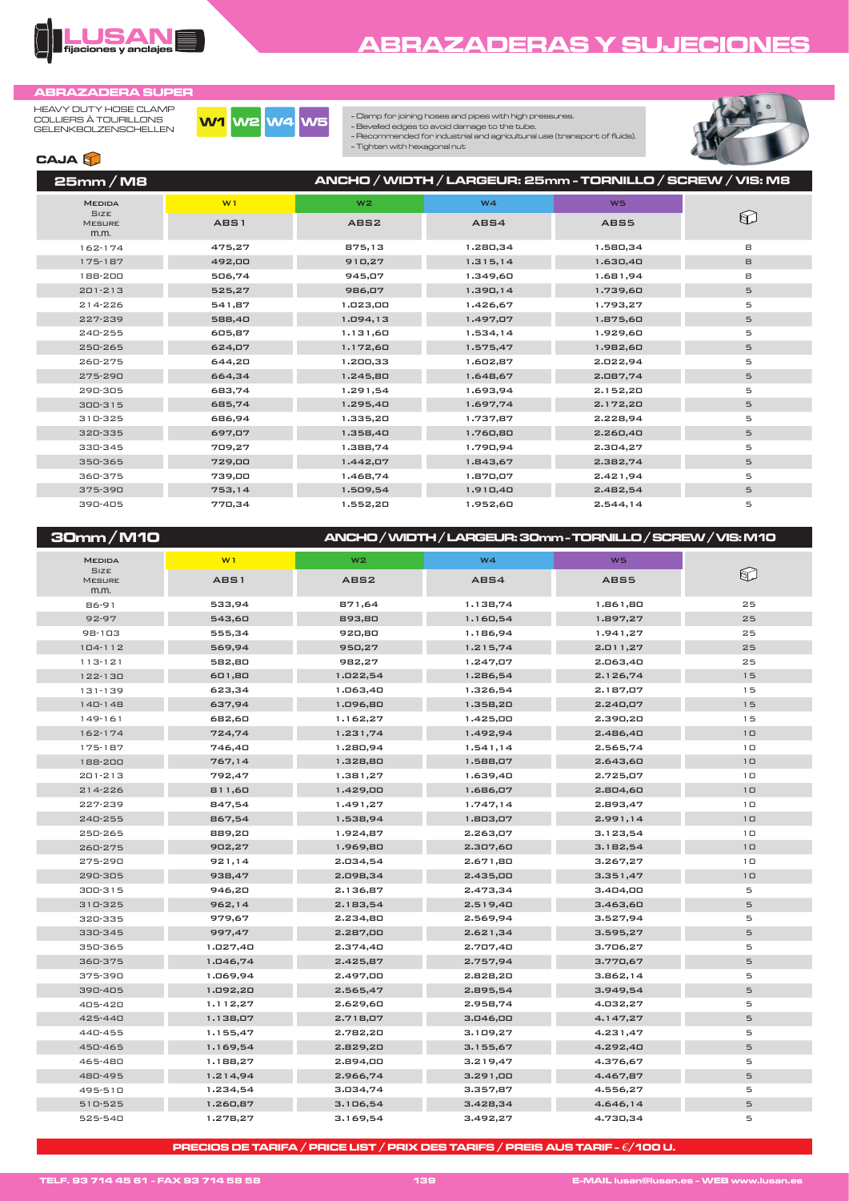# ABRAZADERAS Y SUJECIONES

## ABRAZADERA SUPER

HEAVY DUTY HOSE CLAMP
COLLIERS À TOURILLONS
GELENKBOLZENSCHELLEN

W1 W2 W4 W5

- Clamp for joining hoses and pipes with high pressures.
- Bevelled edges to avoid damage to the tube.
- Recommended for industrial and agricultural use (transport of fluids).
- Tighten with hexagonal nut

**CAJA**

### 25mm / M8

**ANCHO / WIDTH / LARGEUR: 25mm - TORNILLO / SCREW / VIS: M8**

| MEDIDA SIZE MESURE m.m. | W1 ABS1 | W2 ABS2 | W4 ABS4 | W5 ABS5 | CAJA |
|---|---|---|---|---|---|
| 162-174 | 475,27 | 875,13 | 1.280,34 | 1.580,34 | 8 |
| 175-187 | 492,00 | 910,27 | 1.315,14 | 1.630,40 | 8 |
| 188-200 | 506,74 | 945,07 | 1.349,60 | 1.681,94 | 8 |
| 201-213 | 525,27 | 986,07 | 1.390,14 | 1.739,60 | 5 |
| 214-226 | 541,87 | 1.023,00 | 1.426,67 | 1.793,27 | 5 |
| 227-239 | 588,40 | 1.094,13 | 1.497,07 | 1.875,60 | 5 |
| 240-255 | 605,87 | 1.131,60 | 1.534,14 | 1.929,60 | 5 |
| 250-265 | 624,07 | 1.172,60 | 1.575,47 | 1.982,60 | 5 |
| 260-275 | 644,20 | 1.200,33 | 1.602,87 | 2.022,94 | 5 |
| 275-290 | 664,34 | 1.245,80 | 1.648,67 | 2.087,74 | 5 |
| 290-305 | 683,74 | 1.291,54 | 1.693,94 | 2.152,20 | 5 |
| 300-315 | 685,74 | 1.295,40 | 1.697,74 | 2.172,20 | 5 |
| 310-325 | 686,94 | 1.335,20 | 1.737,87 | 2.228,94 | 5 |
| 320-335 | 697,07 | 1.358,40 | 1.760,80 | 2.260,40 | 5 |
| 330-345 | 709,27 | 1.388,74 | 1.790,94 | 2.304,27 | 5 |
| 350-365 | 729,00 | 1.442,07 | 1.843,67 | 2.382,74 | 5 |
| 360-375 | 739,00 | 1.468,74 | 1.870,07 | 2.421,94 | 5 |
| 375-390 | 753,14 | 1.509,54 | 1.910,40 | 2.482,54 | 5 |
| 390-405 | 770,34 | 1.552,20 | 1.952,60 | 2.544,14 | 5 |

### 30mm / M10

**ANCHO / WIDTH / LARGEUR: 30mm - TORNILLO / SCREW / VIS: M10**

| MEDIDA SIZE MESURE m.m. | W1 ABS1 | W2 ABS2 | W4 ABS4 | W5 ABS5 | CAJA |
|---|---|---|---|---|---|
| 86-91 | 533,94 | 871,64 | 1.138,74 | 1.861,80 | 25 |
| 92-97 | 543,60 | 893,80 | 1.160,54 | 1.897,27 | 25 |
| 98-103 | 555,34 | 920,80 | 1.186,94 | 1.941,27 | 25 |
| 104-112 | 569,94 | 950,27 | 1.215,74 | 2.011,27 | 25 |
| 113-121 | 582,80 | 982,27 | 1.247,07 | 2.063,40 | 25 |
| 122-130 | 601,80 | 1.022,54 | 1.286,54 | 2.126,74 | 15 |
| 131-139 | 623,34 | 1.063,40 | 1.326,54 | 2.187,07 | 15 |
| 140-148 | 637,94 | 1.096,80 | 1.358,20 | 2.240,07 | 15 |
| 149-161 | 682,60 | 1.162,27 | 1.425,00 | 2.390,20 | 15 |
| 162-174 | 724,74 | 1.231,74 | 1.492,94 | 2.486,40 | 10 |
| 175-187 | 746,40 | 1.280,94 | 1.541,14 | 2.565,74 | 10 |
| 188-200 | 767,14 | 1.328,80 | 1.588,07 | 2.643,60 | 10 |
| 201-213 | 792,47 | 1.381,27 | 1.639,40 | 2.725,07 | 10 |
| 214-226 | 811,60 | 1.429,00 | 1.686,07 | 2.804,60 | 10 |
| 227-239 | 847,54 | 1.491,27 | 1.747,14 | 2.893,47 | 10 |
| 240-255 | 867,54 | 1.538,94 | 1.803,07 | 2.991,14 | 10 |
| 250-265 | 889,20 | 1.924,87 | 2.263,07 | 3.123,54 | 10 |
| 260-275 | 902,27 | 1.969,80 | 2.307,60 | 3.182,54 | 10 |
| 275-290 | 921,14 | 2.034,54 | 2.671,80 | 3.267,27 | 10 |
| 290-305 | 938,47 | 2.098,34 | 2.435,00 | 3.351,47 | 10 |
| 300-315 | 946,20 | 2.136,87 | 2.473,34 | 3.404,00 | 5 |
| 310-325 | 962,14 | 2.183,54 | 2.519,40 | 3.463,60 | 5 |
| 320-335 | 979,67 | 2.234,80 | 2.569,94 | 3.527,94 | 5 |
| 330-345 | 997,47 | 2.287,00 | 2.621,34 | 3.595,27 | 5 |
| 350-365 | 1.027,40 | 2.374,40 | 2.707,40 | 3.706,27 | 5 |
| 360-375 | 1.046,74 | 2.425,87 | 2.757,94 | 3.770,67 | 5 |
| 375-390 | 1.069,94 | 2.497,00 | 2.828,20 | 3.862,14 | 5 |
| 390-405 | 1.092,20 | 2.565,47 | 2.895,54 | 3.949,54 | 5 |
| 405-420 | 1.112,27 | 2.629,60 | 2.958,74 | 4.032,27 | 5 |
| 425-440 | 1.138,07 | 2.718,07 | 3.046,00 | 4.147,27 | 5 |
| 440-455 | 1.155,47 | 2.782,20 | 3.109,27 | 4.231,47 | 5 |
| 450-465 | 1.169,54 | 2.829,20 | 3.155,67 | 4.292,40 | 5 |
| 465-480 | 1.188,27 | 2.894,00 | 3.219,47 | 4.376,67 | 5 |
| 480-495 | 1.214,94 | 2.966,74 | 3.291,00 | 4.467,87 | 5 |
| 495-510 | 1.234,54 | 3.034,74 | 3.357,87 | 4.556,27 | 5 |
| 510-525 | 1.260,87 | 3.106,54 | 3.428,34 | 4.646,14 | 5 |
| 525-540 | 1.278,27 | 3.169,54 | 3.492,27 | 4.730,34 | 5 |

**PRECIOS DE TARIFA / PRICE LIST / PRIX DES TARIFS / PREIS AUS TARIF - €/100 U.**

TELF. 93 714 45 61 - FAX 93 714 58 58 — E-MAIL lusan@lusan.es - WEB www.lusan.es